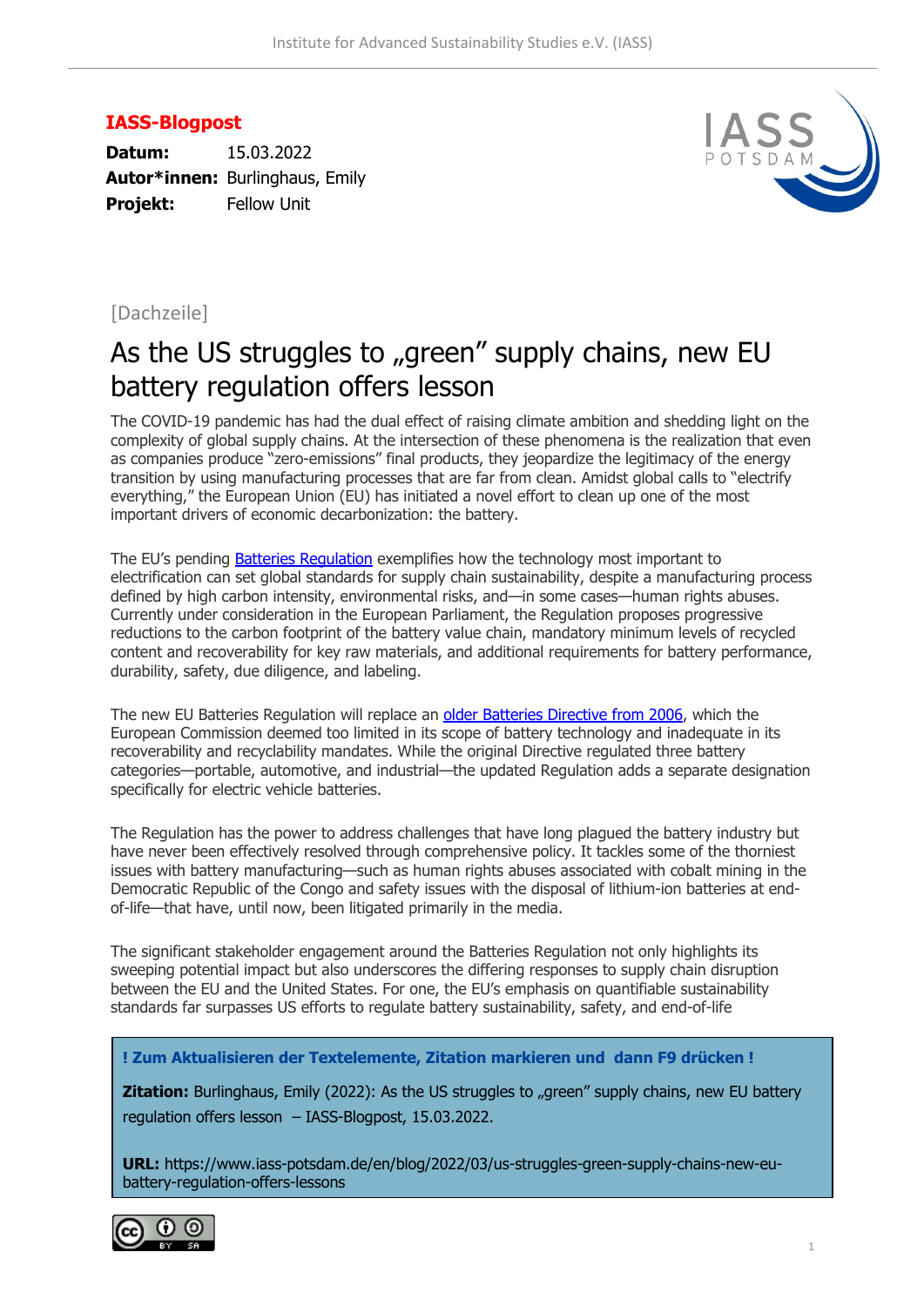**IASS-Blogpost**

**Datum:** 15.03.2022
**Autor*innen:** Burlinghaus, Emily
**Projekt:** Fellow Unit

[Dachzeile]

# As the US struggles to „green" supply chains, new EU battery regulation offers lesson

The COVID-19 pandemic has had the dual effect of raising climate ambition and shedding light on the complexity of global supply chains. At the intersection of these phenomena is the realization that even as companies produce "zero-emissions" final products, they jeopardize the legitimacy of the energy transition by using manufacturing processes that are far from clean. Amidst global calls to "electrify everything," the European Union (EU) has initiated a novel effort to clean up one of the most important drivers of economic decarbonization: the battery.

The EU's pending Batteries Regulation exemplifies how the technology most important to electrification can set global standards for supply chain sustainability, despite a manufacturing process defined by high carbon intensity, environmental risks, and—in some cases—human rights abuses. Currently under consideration in the European Parliament, the Regulation proposes progressive reductions to the carbon footprint of the battery value chain, mandatory minimum levels of recycled content and recoverability for key raw materials, and additional requirements for battery performance, durability, safety, due diligence, and labeling.

The new EU Batteries Regulation will replace an older Batteries Directive from 2006, which the European Commission deemed too limited in its scope of battery technology and inadequate in its recoverability and recyclability mandates. While the original Directive regulated three battery categories—portable, automotive, and industrial—the updated Regulation adds a separate designation specifically for electric vehicle batteries.

The Regulation has the power to address challenges that have long plagued the battery industry but have never been effectively resolved through comprehensive policy. It tackles some of the thorniest issues with battery manufacturing—such as human rights abuses associated with cobalt mining in the Democratic Republic of the Congo and safety issues with the disposal of lithium-ion batteries at end-of-life—that have, until now, been litigated primarily in the media.

The significant stakeholder engagement around the Batteries Regulation not only highlights its sweeping potential impact but also underscores the differing responses to supply chain disruption between the EU and the United States. For one, the EU's emphasis on quantifiable sustainability standards far surpasses US efforts to regulate battery sustainability, safety, and end-of-life

**! Zum Aktualisieren der Textelemente, Zitation markieren und dann F9 drücken !**

**Zitation:** Burlinghaus, Emily (2022): As the US struggles to „green" supply chains, new EU battery regulation offers lesson – IASS-Blogpost, 15.03.2022.

**URL:** https://www.iass-potsdam.de/en/blog/2022/03/us-struggles-green-supply-chains-new-eu-battery-regulation-offers-lessons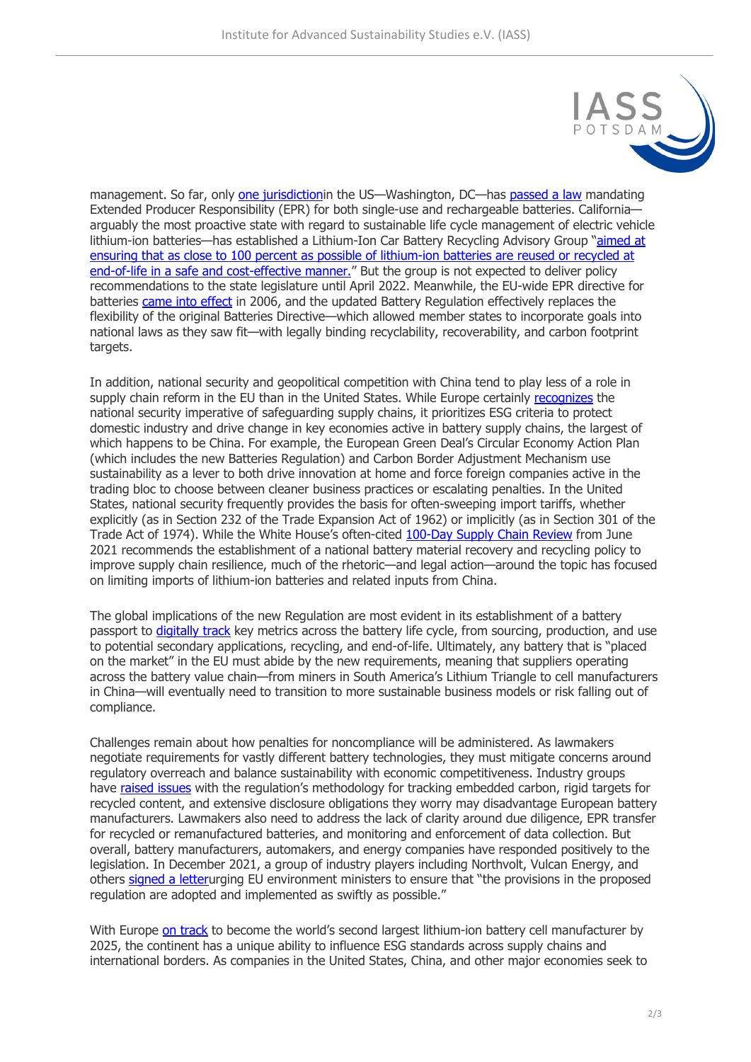management. So far, only one jurisdictionin the US—Washington, DC—has passed a law mandating Extended Producer Responsibility (EPR) for both single-use and rechargeable batteries. California—arguably the most proactive state with regard to sustainable life cycle management of electric vehicle lithium-ion batteries—has established a Lithium-Ion Car Battery Recycling Advisory Group "aimed at ensuring that as close to 100 percent as possible of lithium-ion batteries are reused or recycled at end-of-life in a safe and cost-effective manner." But the group is not expected to deliver policy recommendations to the state legislature until April 2022. Meanwhile, the EU-wide EPR directive for batteries came into effect in 2006, and the updated Battery Regulation effectively replaces the flexibility of the original Batteries Directive—which allowed member states to incorporate goals into national laws as they saw fit—with legally binding recyclability, recoverability, and carbon footprint targets.

In addition, national security and geopolitical competition with China tend to play less of a role in supply chain reform in the EU than in the United States. While Europe certainly recognizes the national security imperative of safeguarding supply chains, it prioritizes ESG criteria to protect domestic industry and drive change in key economies active in battery supply chains, the largest of which happens to be China. For example, the European Green Deal's Circular Economy Action Plan (which includes the new Batteries Regulation) and Carbon Border Adjustment Mechanism use sustainability as a lever to both drive innovation at home and force foreign companies active in the trading bloc to choose between cleaner business practices or escalating penalties. In the United States, national security frequently provides the basis for often-sweeping import tariffs, whether explicitly (as in Section 232 of the Trade Expansion Act of 1962) or implicitly (as in Section 301 of the Trade Act of 1974). While the White House's often-cited 100-Day Supply Chain Review from June 2021 recommends the establishment of a national battery material recovery and recycling policy to improve supply chain resilience, much of the rhetoric—and legal action—around the topic has focused on limiting imports of lithium-ion batteries and related inputs from China.

The global implications of the new Regulation are most evident in its establishment of a battery passport to digitally track key metrics across the battery life cycle, from sourcing, production, and use to potential secondary applications, recycling, and end-of-life. Ultimately, any battery that is "placed on the market" in the EU must abide by the new requirements, meaning that suppliers operating across the battery value chain—from miners in South America's Lithium Triangle to cell manufacturers in China—will eventually need to transition to more sustainable business models or risk falling out of compliance.

Challenges remain about how penalties for noncompliance will be administered. As lawmakers negotiate requirements for vastly different battery technologies, they must mitigate concerns around regulatory overreach and balance sustainability with economic competitiveness. Industry groups have raised issues with the regulation's methodology for tracking embedded carbon, rigid targets for recycled content, and extensive disclosure obligations they worry may disadvantage European battery manufacturers. Lawmakers also need to address the lack of clarity around due diligence, EPR transfer for recycled or remanufactured batteries, and monitoring and enforcement of data collection. But overall, battery manufacturers, automakers, and energy companies have responded positively to the legislation. In December 2021, a group of industry players including Northvolt, Vulcan Energy, and others signed a letterurging EU environment ministers to ensure that "the provisions in the proposed regulation are adopted and implemented as swiftly as possible."

With Europe on track to become the world's second largest lithium-ion battery cell manufacturer by 2025, the continent has a unique ability to influence ESG standards across supply chains and international borders. As companies in the United States, China, and other major economies seek to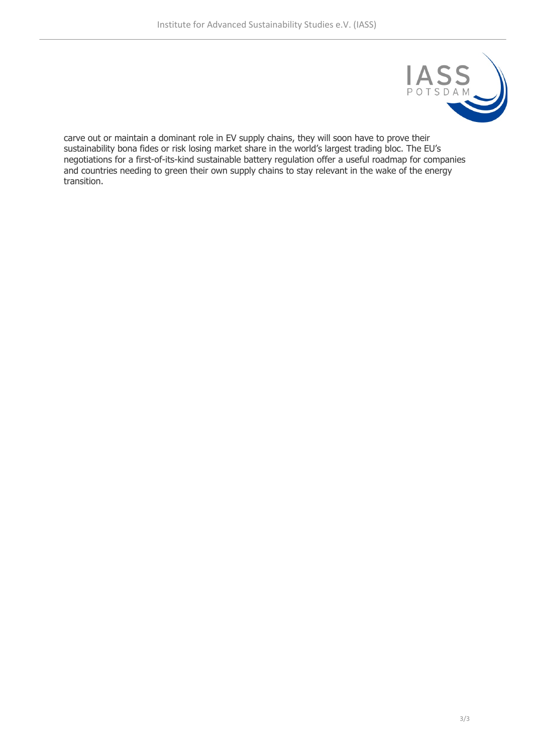carve out or maintain a dominant role in EV supply chains, they will soon have to prove their sustainability bona fides or risk losing market share in the world's largest trading bloc. The EU's negotiations for a first-of-its-kind sustainable battery regulation offer a useful roadmap for companies and countries needing to green their own supply chains to stay relevant in the wake of the energy transition.